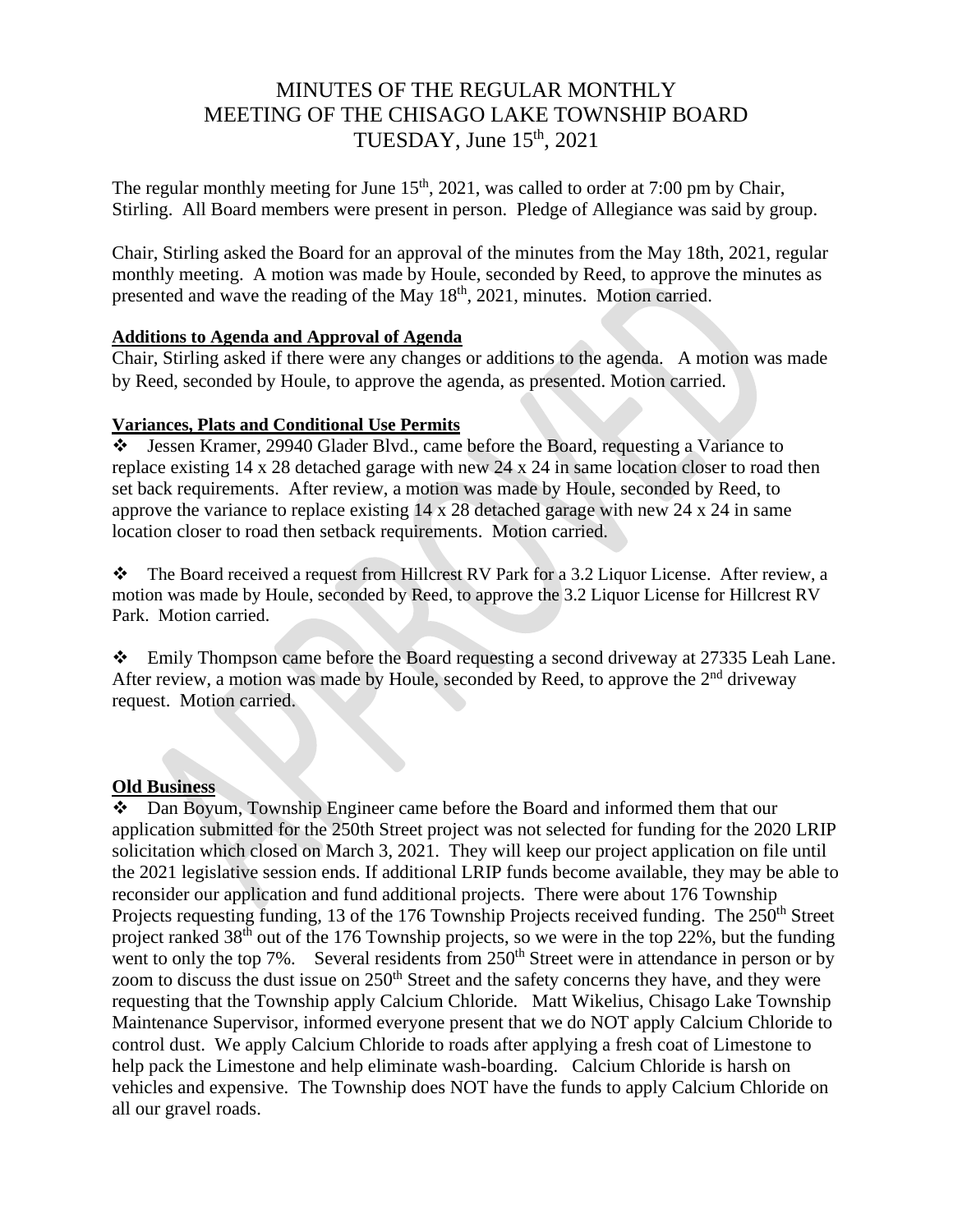# MINUTES OF THE REGULAR MONTHLY MEETING OF THE CHISAGO LAKE TOWNSHIP BOARD TUESDAY, June 15th, 2021

The regular monthly meeting for June 15th, 2021, was called to order at 7:00 pm by Chair, Stirling. All Board members were present in person. Pledge of Allegiance was said by group.

Chair, Stirling asked the Board for an approval of the minutes from the May 18th, 2021, regular monthly meeting. A motion was made by Houle, seconded by Reed, to approve the minutes as presented and wave the reading of the May 18th, 2021, minutes. Motion carried.

**Additions to Agenda and Approval of Agenda**

Chair, Stirling asked if there were any changes or additions to the agenda. A motion was made by Reed, seconded by Houle, to approve the agenda, as presented. Motion carried.

**Variances, Plats and Conditional Use Permits**

- Jessen Kramer, 29940 Glader Blvd., came before the Board, requesting a Variance to replace existing 14 x 28 detached garage with new 24 x 24 in same location closer to road then set back requirements. After review, a motion was made by Houle, seconded by Reed, to approve the variance to replace existing 14 x 28 detached garage with new 24 x 24 in same location closer to road then setback requirements. Motion carried.

- The Board received a request from Hillcrest RV Park for a 3.2 Liquor License. After review, a motion was made by Houle, seconded by Reed, to approve the 3.2 Liquor License for Hillcrest RV Park. Motion carried.

- Emily Thompson came before the Board requesting a second driveway at 27335 Leah Lane. After review, a motion was made by Houle, seconded by Reed, to approve the 2nd driveway request. Motion carried.

**Old Business**

- Dan Boyum, Township Engineer came before the Board and informed them that our application submitted for the 250th Street project was not selected for funding for the 2020 LRIP solicitation which closed on March 3, 2021. They will keep our project application on file until the 2021 legislative session ends. If additional LRIP funds become available, they may be able to reconsider our application and fund additional projects. There were about 176 Township Projects requesting funding, 13 of the 176 Township Projects received funding. The 250th Street project ranked 38th out of the 176 Township projects, so we were in the top 22%, but the funding went to only the top 7%. Several residents from 250th Street were in attendance in person or by zoom to discuss the dust issue on 250th Street and the safety concerns they have, and they were requesting that the Township apply Calcium Chloride. Matt Wikelius, Chisago Lake Township Maintenance Supervisor, informed everyone present that we do NOT apply Calcium Chloride to control dust. We apply Calcium Chloride to roads after applying a fresh coat of Limestone to help pack the Limestone and help eliminate wash-boarding. Calcium Chloride is harsh on vehicles and expensive. The Township does NOT have the funds to apply Calcium Chloride on all our gravel roads.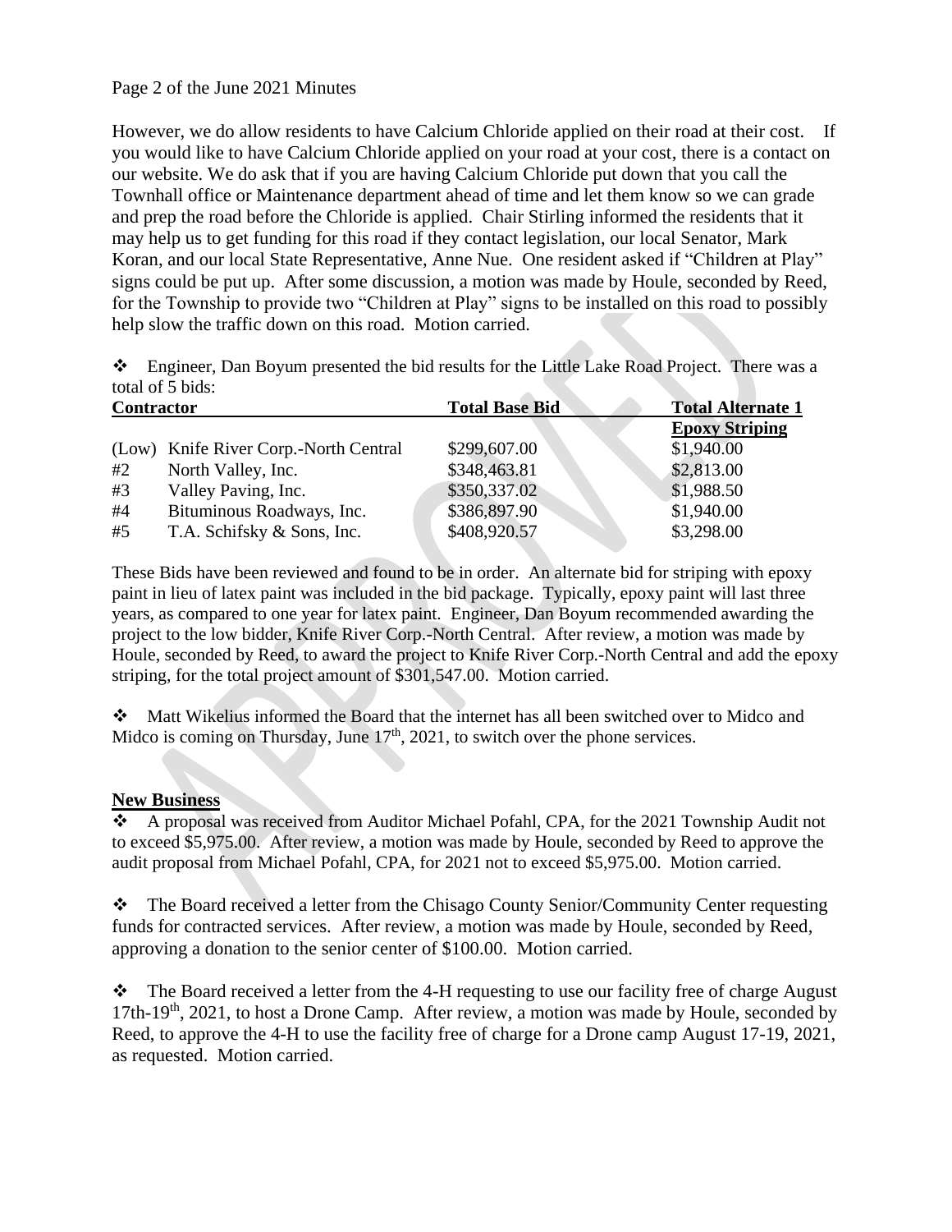However, we do allow residents to have Calcium Chloride applied on their road at their cost. If you would like to have Calcium Chloride applied on your road at your cost, there is a contact on our website. We do ask that if you are having Calcium Chloride put down that you call the Townhall office or Maintenance department ahead of time and let them know so we can grade and prep the road before the Chloride is applied. Chair Stirling informed the residents that it may help us to get funding for this road if they contact legislation, our local Senator, Mark Koran, and our local State Representative, Anne Nue. One resident asked if "Children at Play" signs could be put up. After some discussion, a motion was made by Houle, seconded by Reed, for the Township to provide two "Children at Play" signs to be installed on this road to possibly help slow the traffic down on this road. Motion carried.

❖ Engineer, Dan Boyum presented the bid results for the Little Lake Road Project. There was a total of 5 bids:

| Contractor | | Total Base Bid | Total Alternate 1 Epoxy Striping |
|---|---|---|---|
| (Low) | Knife River Corp.-North Central | $299,607.00 | $1,940.00 |
| #2 | North Valley, Inc. | $348,463.81 | $2,813.00 |
| #3 | Valley Paving, Inc. | $350,337.02 | $1,988.50 |
| #4 | Bituminous Roadways, Inc. | $386,897.90 | $1,940.00 |
| #5 | T.A. Schifsky & Sons, Inc. | $408,920.57 | $3,298.00 |

These Bids have been reviewed and found to be in order. An alternate bid for striping with epoxy paint in lieu of latex paint was included in the bid package. Typically, epoxy paint will last three years, as compared to one year for latex paint. Engineer, Dan Boyum recommended awarding the project to the low bidder, Knife River Corp.-North Central. After review, a motion was made by Houle, seconded by Reed, to award the project to Knife River Corp.-North Central and add the epoxy striping, for the total project amount of $301,547.00. Motion carried.

❖ Matt Wikelius informed the Board that the internet has all been switched over to Midco and Midco is coming on Thursday, June 17th, 2021, to switch over the phone services.

## New Business

❖ A proposal was received from Auditor Michael Pofahl, CPA, for the 2021 Township Audit not to exceed $5,975.00. After review, a motion was made by Houle, seconded by Reed to approve the audit proposal from Michael Pofahl, CPA, for 2021 not to exceed $5,975.00. Motion carried.

❖ The Board received a letter from the Chisago County Senior/Community Center requesting funds for contracted services. After review, a motion was made by Houle, seconded by Reed, approving a donation to the senior center of $100.00. Motion carried.

❖ The Board received a letter from the 4-H requesting to use our facility free of charge August 17th-19th, 2021, to host a Drone Camp. After review, a motion was made by Houle, seconded by Reed, to approve the 4-H to use the facility free of charge for a Drone camp August 17-19, 2021, as requested. Motion carried.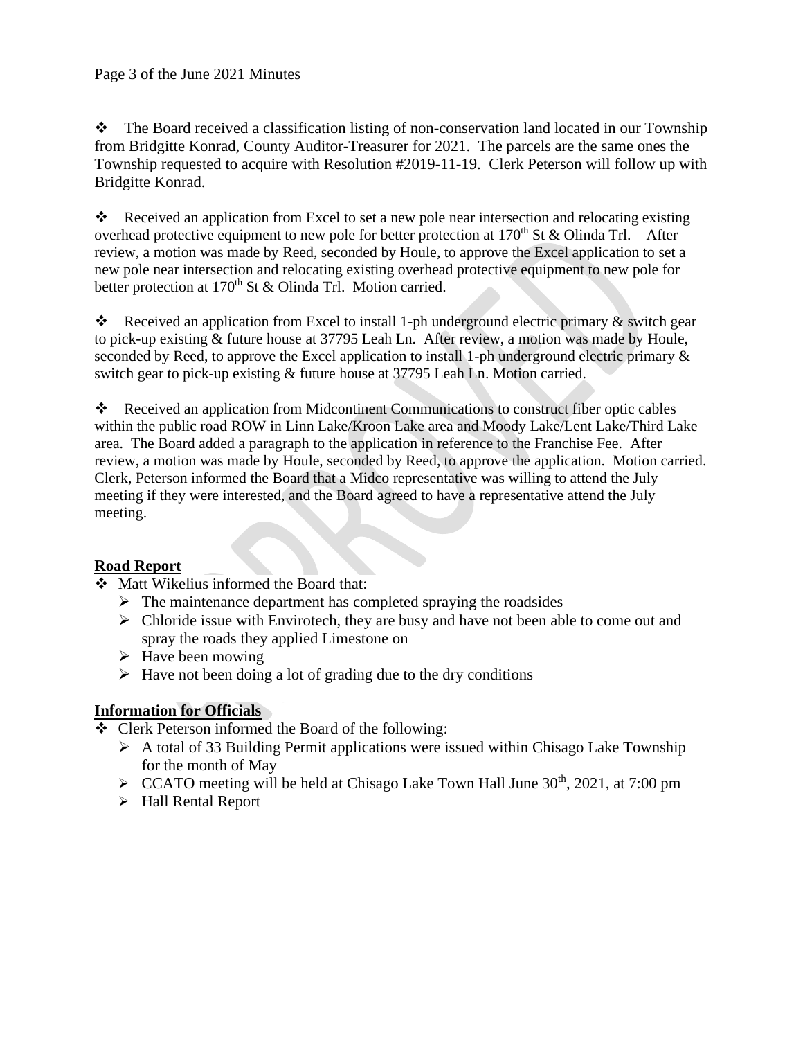- The Board received a classification listing of non-conservation land located in our Township from Bridgitte Konrad, County Auditor-Treasurer for 2021. The parcels are the same ones the Township requested to acquire with Resolution #2019-11-19. Clerk Peterson will follow up with Bridgitte Konrad.

- Received an application from Excel to set a new pole near intersection and relocating existing overhead protective equipment to new pole for better protection at 170th St & Olinda Trl. After review, a motion was made by Reed, seconded by Houle, to approve the Excel application to set a new pole near intersection and relocating existing overhead protective equipment to new pole for better protection at 170th St & Olinda Trl. Motion carried.

- Received an application from Excel to install 1-ph underground electric primary & switch gear to pick-up existing & future house at 37795 Leah Ln. After review, a motion was made by Houle, seconded by Reed, to approve the Excel application to install 1-ph underground electric primary & switch gear to pick-up existing & future house at 37795 Leah Ln. Motion carried.

- Received an application from Midcontinent Communications to construct fiber optic cables within the public road ROW in Linn Lake/Kroon Lake area and Moody Lake/Lent Lake/Third Lake area. The Board added a paragraph to the application in reference to the Franchise Fee. After review, a motion was made by Houle, seconded by Reed, to approve the application. Motion carried. Clerk, Peterson informed the Board that a Midco representative was willing to attend the July meeting if they were interested, and the Board agreed to have a representative attend the July meeting.

**Road Report**

- Matt Wikelius informed the Board that:
  - The maintenance department has completed spraying the roadsides
  - Chloride issue with Envirotech, they are busy and have not been able to come out and spray the roads they applied Limestone on
  - Have been mowing
  - Have not been doing a lot of grading due to the dry conditions

**Information for Officials**

- Clerk Peterson informed the Board of the following:
  - A total of 33 Building Permit applications were issued within Chisago Lake Township for the month of May
  - CCATO meeting will be held at Chisago Lake Town Hall June 30th, 2021, at 7:00 pm
  - Hall Rental Report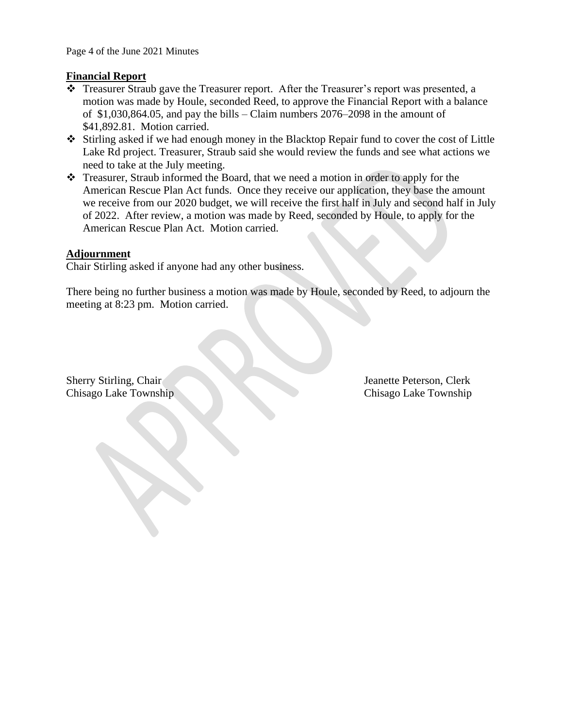## Financial Report

- Treasurer Straub gave the Treasurer report. After the Treasurer's report was presented, a motion was made by Houle, seconded Reed, to approve the Financial Report with a balance of $1,030,864.05, and pay the bills – Claim numbers 2076–2098 in the amount of $41,892.81. Motion carried.
- Stirling asked if we had enough money in the Blacktop Repair fund to cover the cost of Little Lake Rd project. Treasurer, Straub said she would review the funds and see what actions we need to take at the July meeting.
- Treasurer, Straub informed the Board, that we need a motion in order to apply for the American Rescue Plan Act funds. Once they receive our application, they base the amount we receive from our 2020 budget, we will receive the first half in July and second half in July of 2022. After review, a motion was made by Reed, seconded by Houle, to apply for the American Rescue Plan Act. Motion carried.

## Adjournment

Chair Stirling asked if anyone had any other business.

There being no further business a motion was made by Houle, seconded by Reed, to adjourn the meeting at 8:23 pm. Motion carried.

Sherry Stirling, Chair
Chisago Lake Township

Jeanette Peterson, Clerk
Chisago Lake Township

APPROVED